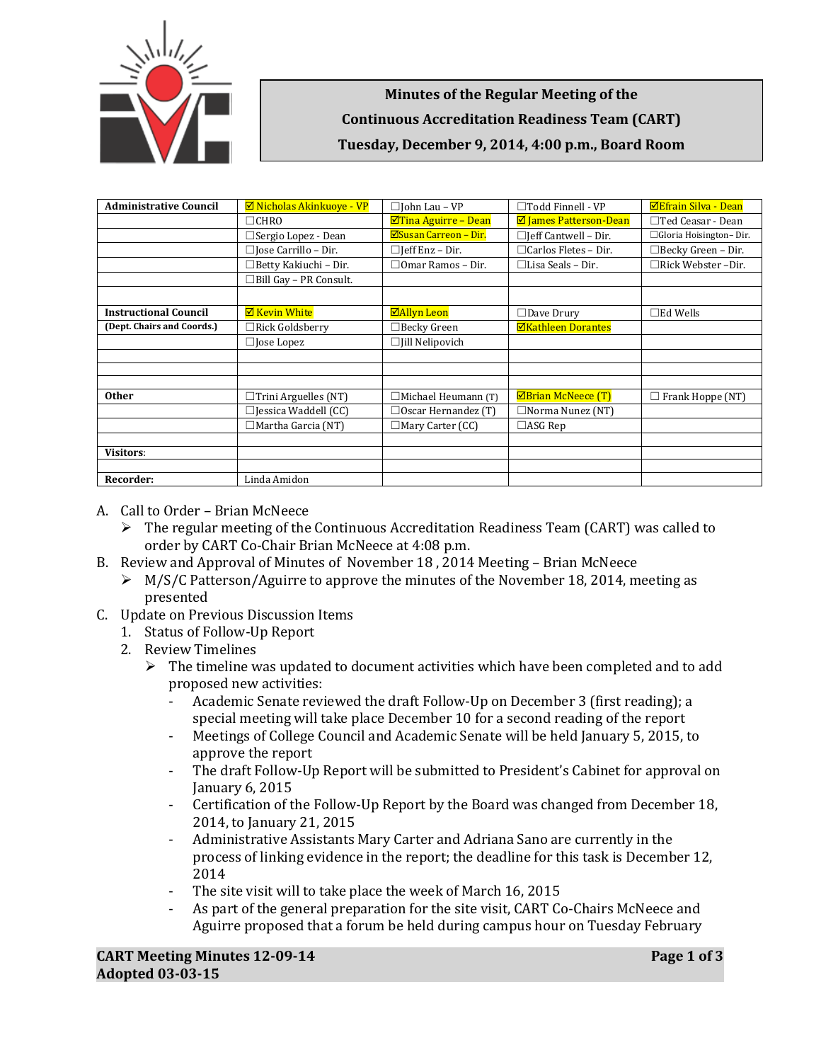**Minutes of the Regular Meeting of the**

**Continuous Accreditation Readiness Team (CART)**

**Tuesday, December 9, 2014, 4:00 p.m., Board Room**

| | | | | |
|---|---|---|---|---|
| **Administrative Council** | ☑ Nicholas Akinkuoye - VP | ☐John Lau – VP | ☐Todd Finnell - VP | ☑Efrain Silva - Dean |
| | ☐CHRO | ☑Tina Aguirre – Dean | ☑ James Patterson-Dean | ☐Ted Ceasar - Dean |
| | ☐Sergio Lopez - Dean | ☑Susan Carreon – Dir. | ☐Jeff Cantwell – Dir. | ☐Gloria Hoisington– Dir. |
| | ☐Jose Carrillo – Dir. | ☐Jeff Enz – Dir. | ☐Carlos Fletes – Dir. | ☐Becky Green – Dir. |
| | ☐Betty Kakiuchi – Dir. | ☐Omar Ramos – Dir. | ☐Lisa Seals – Dir. | ☐Rick Webster –Dir. |
| | ☐Bill Gay – PR Consult. | | | |
| | | | | |
| **Instructional Council** | ☑ Kevin White | ☑Allyn Leon | ☐Dave Drury | ☐Ed Wells |
| **(Dept. Chairs and Coords.)** | ☐Rick Goldsberry | ☐Becky Green | ☑Kathleen Dorantes | |
| | ☐Jose Lopez | ☐Jill Nelipovich | | |
| | | | | |
| | | | | |
| | | | | |
| **Other** | ☐Trini Arguelles (NT) | ☐Michael Heumann (T) | ☑Brian McNeece (T) | ☐ Frank Hoppe (NT) |
| | ☐Jessica Waddell (CC) | ☐Oscar Hernandez (T) | ☐Norma Nunez (NT) | |
| | ☐Martha Garcia (NT) | ☐Mary Carter (CC) | ☐ASG Rep | |
| | | | | |
| **Visitors**: | | | | |
| | | | | |
| **Recorder:** | Linda Amidon | | | |

A. Call to Order – Brian McNeece
   - The regular meeting of the Continuous Accreditation Readiness Team (CART) was called to order by CART Co-Chair Brian McNeece at 4:08 p.m.

B. Review and Approval of Minutes of November 18 , 2014 Meeting – Brian McNeece
   - M/S/C Patterson/Aguirre to approve the minutes of the November 18, 2014, meeting as presented

C. Update on Previous Discussion Items
   1. Status of Follow-Up Report
   2. Review Timelines
      - The timeline was updated to document activities which have been completed and to add proposed new activities:
        - Academic Senate reviewed the draft Follow-Up on December 3 (first reading); a special meeting will take place December 10 for a second reading of the report
        - Meetings of College Council and Academic Senate will be held January 5, 2015, to approve the report
        - The draft Follow-Up Report will be submitted to President's Cabinet for approval on January 6, 2015
        - Certification of the Follow-Up Report by the Board was changed from December 18, 2014, to January 21, 2015
        - Administrative Assistants Mary Carter and Adriana Sano are currently in the process of linking evidence in the report; the deadline for this task is December 12, 2014
        - The site visit will to take place the week of March 16, 2015
        - As part of the general preparation for the site visit, CART Co-Chairs McNeece and Aguirre proposed that a forum be held during campus hour on Tuesday February

**CART Meeting Minutes 12-09-14**
**Adopted 03-03-15**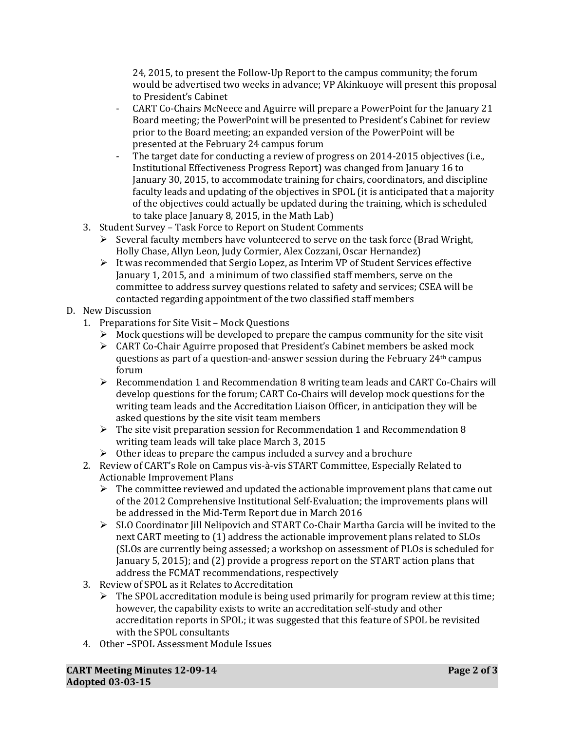24, 2015, to present the Follow-Up Report to the campus community; the forum would be advertised two weeks in advance; VP Akinkuoye will present this proposal to President's Cabinet

- CART Co-Chairs McNeece and Aguirre will prepare a PowerPoint for the January 21 Board meeting; the PowerPoint will be presented to President's Cabinet for review prior to the Board meeting; an expanded version of the PowerPoint will be presented at the February 24 campus forum
- The target date for conducting a review of progress on 2014-2015 objectives (i.e., Institutional Effectiveness Progress Report) was changed from January 16 to January 30, 2015, to accommodate training for chairs, coordinators, and discipline faculty leads and updating of the objectives in SPOL (it is anticipated that a majority of the objectives could actually be updated during the training, which is scheduled to take place January 8, 2015, in the Math Lab)

3. Student Survey – Task Force to Report on Student Comments
   - Several faculty members have volunteered to serve on the task force (Brad Wright, Holly Chase, Allyn Leon, Judy Cormier, Alex Cozzani, Oscar Hernandez)
   - It was recommended that Sergio Lopez, as Interim VP of Student Services effective January 1, 2015, and a minimum of two classified staff members, serve on the committee to address survey questions related to safety and services; CSEA will be contacted regarding appointment of the two classified staff members

D. New Discussion

1. Preparations for Site Visit – Mock Questions
   - Mock questions will be developed to prepare the campus community for the site visit
   - CART Co-Chair Aguirre proposed that President's Cabinet members be asked mock questions as part of a question-and-answer session during the February 24th campus forum
   - Recommendation 1 and Recommendation 8 writing team leads and CART Co-Chairs will develop questions for the forum; CART Co-Chairs will develop mock questions for the writing team leads and the Accreditation Liaison Officer, in anticipation they will be asked questions by the site visit team members
   - The site visit preparation session for Recommendation 1 and Recommendation 8 writing team leads will take place March 3, 2015
   - Other ideas to prepare the campus included a survey and a brochure
2. Review of CART's Role on Campus vis-à-vis START Committee, Especially Related to Actionable Improvement Plans
   - The committee reviewed and updated the actionable improvement plans that came out of the 2012 Comprehensive Institutional Self-Evaluation; the improvements plans will be addressed in the Mid-Term Report due in March 2016
   - SLO Coordinator Jill Nelipovich and START Co-Chair Martha Garcia will be invited to the next CART meeting to (1) address the actionable improvement plans related to SLOs (SLOs are currently being assessed; a workshop on assessment of PLOs is scheduled for January 5, 2015); and (2) provide a progress report on the START action plans that address the FCMAT recommendations, respectively
3. Review of SPOL as it Relates to Accreditation
   - The SPOL accreditation module is being used primarily for program review at this time; however, the capability exists to write an accreditation self-study and other accreditation reports in SPOL; it was suggested that this feature of SPOL be revisited with the SPOL consultants
4. Other –SPOL Assessment Module Issues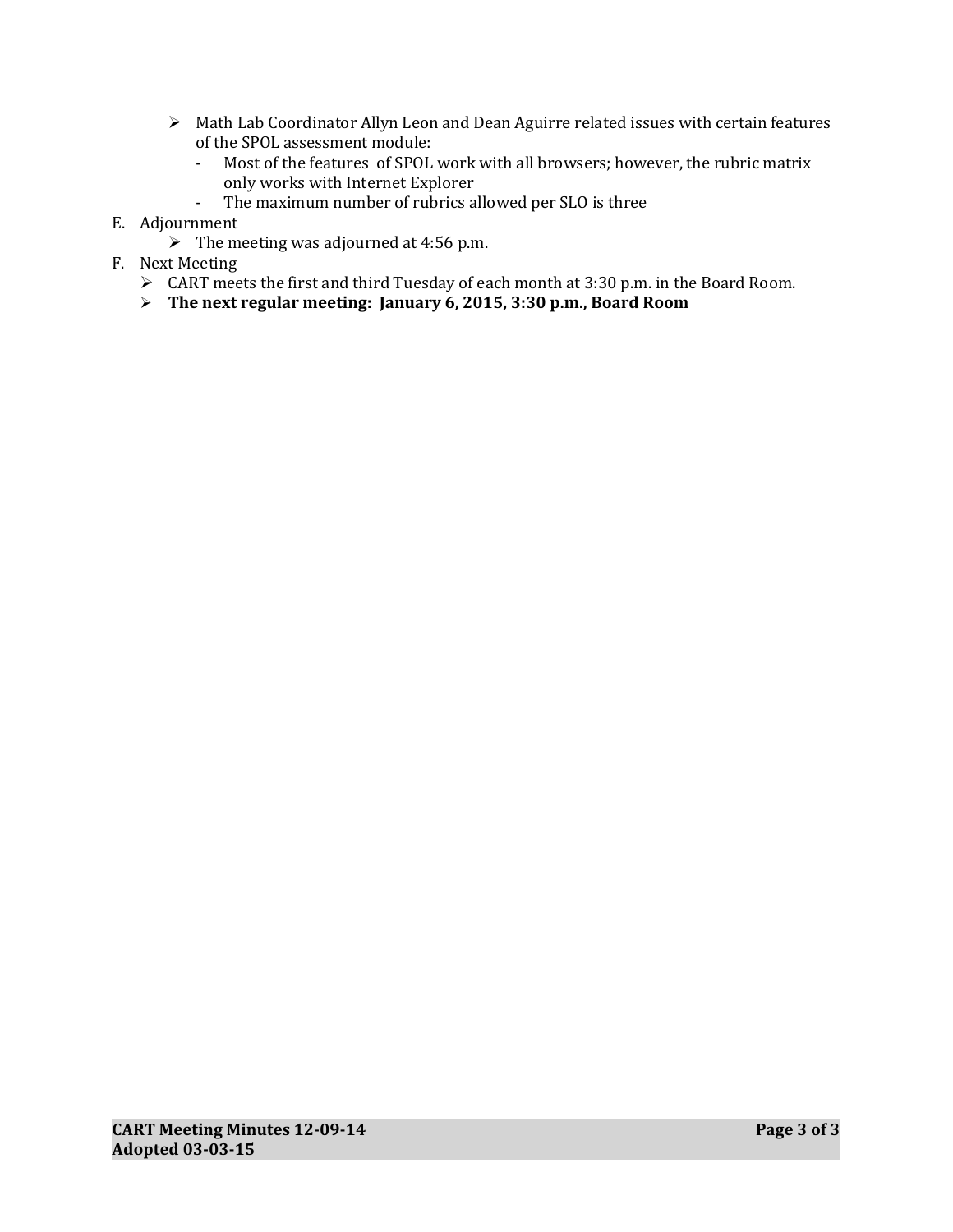- Math Lab Coordinator Allyn Leon and Dean Aguirre related issues with certain features of the SPOL assessment module:
  - Most of the features of SPOL work with all browsers; however, the rubric matrix only works with Internet Explorer
  - The maximum number of rubrics allowed per SLO is three

E. Adjournment

- The meeting was adjourned at 4:56 p.m.

F. Next Meeting

- CART meets the first and third Tuesday of each month at 3:30 p.m. in the Board Room.
- **The next regular meeting: January 6, 2015, 3:30 p.m., Board Room**